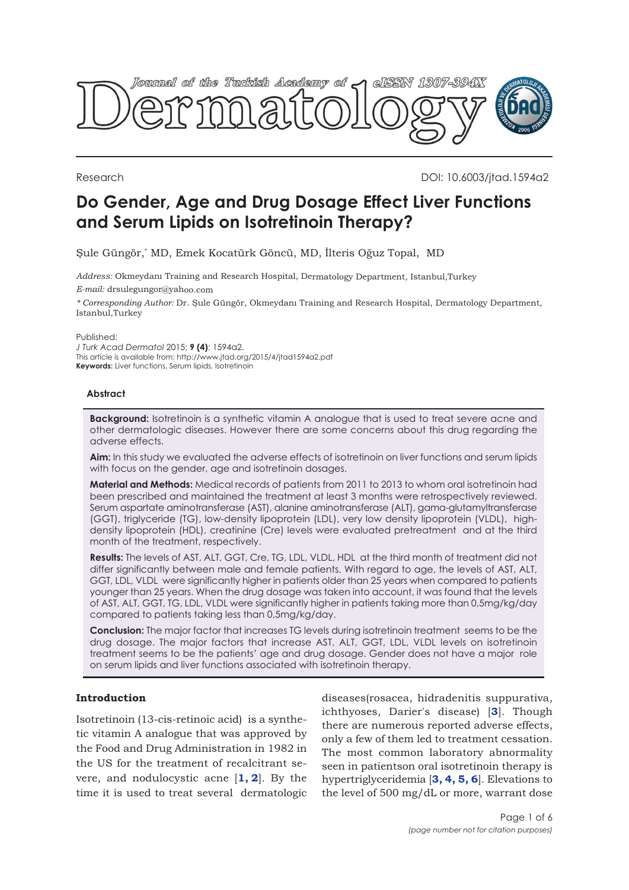Research

DOI: 10.6003/jtad.1594a2

# Do Gender, Age and Drug Dosage Effect Liver Functions and Serum Lipids on Isotretinoin Therapy?

Şule Güngör,* MD, Emek Kocatürk Göncü, MD, İlteris Oğuz Topal, MD

*Address:* Okmeydanı Training and Research Hospital, Dermatology Department, Istanbul,Turkey

*E-mail:* drsulegungor@yahoo.com

*\* Corresponding Author:* Dr. Şule Güngör, Okmeydanı Training and Research Hospital, Dermatology Department, Istanbul,Turkey

Published:
*J Turk Acad Dermatol* 2015; **9 (4)**: 1594a2.
This article is available from: http://www.jtad.org/2015/4/jtad1594a2.pdf
**Keywords:** Liver functions, Serum lipids, Isotretinoin

### Abstract

**Background:** Isotretinoin is a synthetic vitamin A analogue that is used to treat severe acne and other dermatologic diseases. However there are some concerns about this drug regarding the adverse effects.

**Aim:** In this study we evaluated the adverse effects of isotretinoin on liver functions and serum lipids with focus on the gender, age and isotretinoin dosages.

**Material and Methods:** Medical records of patients from 2011 to 2013 to whom oral isotretinoin had been prescribed and maintained the treatment at least 3 months were retrospectively reviewed. Serum aspartate aminotransferase (AST), alanine aminotransferase (ALT), gama-glutamyltransferase (GGT), triglyceride (TG), low-density lipoprotein (LDL), very low density lipoprotein (VLDL), high-density lipoprotein (HDL), creatinine (Cre) levels were evaluated pretreatment and at the third month of the treatment, respectively.

**Results:** The levels of AST, ALT, GGT, Cre, TG, LDL, VLDL, HDL at the third month of treatment did not differ significantly between male and female patients. With regard to age, the levels of AST, ALT, GGT, LDL, VLDL were significantly higher in patients older than 25 years when compared to patients younger than 25 years. When the drug dosage was taken into account, it was found that the levels of AST, ALT, GGT, TG, LDL, VLDL were significantly higher in patients taking more than 0,5mg/kg/day compared to patients taking less than 0,5mg/kg/day.

**Conclusion:** The major factor that increases TG levels during isotretinoin treatment seems to be the drug dosage. The major factors that increase AST, ALT, GGT, LDL, VLDL levels on isotretinoin treatment seems to be the patients' age and drug dosage. Gender does not have a major role on serum lipids and liver functions associated with isotretinoin therapy.

## Introduction

Isotretinoin (13-cis-retinoic acid) is a synthetic vitamin A analogue that was approved by the Food and Drug Administration in 1982 in the US for the treatment of recalcitrant severe, and nodulocystic acne [1, 2]. By the time it is used to treat several dermatologic diseases(rosacea, hidradenitis suppurativa, ichthyoses, Darier's disease) [3]. Though there are numerous reported adverse effects, only a few of them led to treatment cessation. The most common laboratory abnormality seen in patientson oral isotretinoin therapy is hypertriglyceridemia [3, 4, 5, 6]. Elevations to the level of 500 mg/dL or more, warrant dose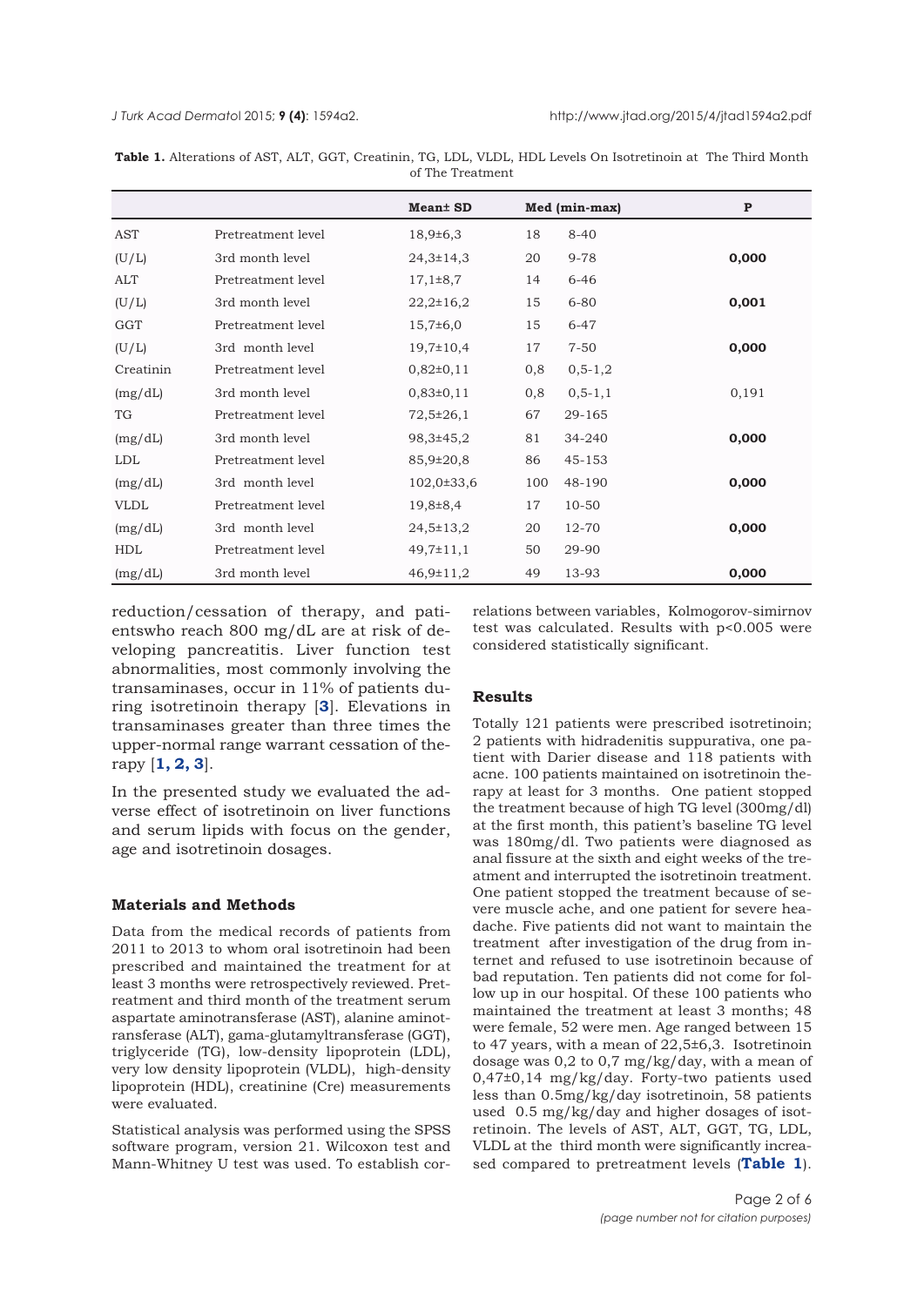**Table 1.** Alterations of AST, ALT, GGT, Creatinin, TG, LDL, VLDL, HDL Levels On Isotretinoin at The Third Month of The Treatment

| | | Mean± SD | Med (min-max) | | P |
|---|---|---|---|---|---|
| AST | Pretreatment level | 18,9±6,3 | 18 | 8-40 | |
| (U/L) | 3rd month level | 24,3±14,3 | 20 | 9-78 | **0,000** |
| ALT | Pretreatment level | 17,1±8,7 | 14 | 6-46 | |
| (U/L) | 3rd month level | 22,2±16,2 | 15 | 6-80 | **0,001** |
| GGT | Pretreatment level | 15,7±6,0 | 15 | 6-47 | |
| (U/L) | 3rd month level | 19,7±10,4 | 17 | 7-50 | **0,000** |
| Creatinin | Pretreatment level | 0,82±0,11 | 0,8 | 0,5-1,2 | |
| (mg/dL) | 3rd month level | 0,83±0,11 | 0,8 | 0,5-1,1 | 0,191 |
| TG | Pretreatment level | 72,5±26,1 | 67 | 29-165 | |
| (mg/dL) | 3rd month level | 98,3±45,2 | 81 | 34-240 | **0,000** |
| LDL | Pretreatment level | 85,9±20,8 | 86 | 45-153 | |
| (mg/dL) | 3rd month level | 102,0±33,6 | 100 | 48-190 | **0,000** |
| VLDL | Pretreatment level | 19,8±8,4 | 17 | 10-50 | |
| (mg/dL) | 3rd month level | 24,5±13,2 | 20 | 12-70 | **0,000** |
| HDL | Pretreatment level | 49,7±11,1 | 50 | 29-90 | |
| (mg/dL) | 3rd month level | 46,9±11,2 | 49 | 13-93 | **0,000** |

reduction/cessation of therapy, and patientswho reach 800 mg/dL are at risk of developing pancreatitis. Liver function test abnormalities, most commonly involving the transaminases, occur in 11% of patients during isotretinoin therapy [**3**]. Elevations in transaminases greater than three times the upper-normal range warrant cessation of therapy [**1, 2, 3**].

In the presented study we evaluated the adverse effect of isotretinoin on liver functions and serum lipids with focus on the gender, age and isotretinoin dosages.

### Materials and Methods

Data from the medical records of patients from 2011 to 2013 to whom oral isotretinoin had been prescribed and maintained the treatment for at least 3 months were retrospectively reviewed. Pretreatment and third month of the treatment serum aspartate aminotransferase (AST), alanine aminotransferase (ALT), gama-glutamyltransferase (GGT), triglyceride (TG), low-density lipoprotein (LDL), very low density lipoprotein (VLDL), high-density lipoprotein (HDL), creatinine (Cre) measurements were evaluated.

Statistical analysis was performed using the SPSS software program, version 21. Wilcoxon test and Mann-Whitney U test was used. To establish correlations between variables, Kolmogorov-simirnov test was calculated. Results with $p<0.005$ were considered statistically significant.

### Results

Totally 121 patients were prescribed isotretinoin; 2 patients with hidradenitis suppurativa, one patient with Darier disease and 118 patients with acne. 100 patients maintained on isotretinoin therapy at least for 3 months. One patient stopped the treatment because of high TG level (300mg/dl) at the first month, this patient's baseline TG level was 180mg/dl. Two patients were diagnosed as anal fissure at the sixth and eight weeks of the treatment and interrupted the isotretinoin treatment. One patient stopped the treatment because of severe muscle ache, and one patient for severe headache. Five patients did not want to maintain the treatment after investigation of the drug from internet and refused to use isotretinoin because of bad reputation. Ten patients did not come for follow up in our hospital. Of these 100 patients who maintained the treatment at least 3 months; 48 were female, 52 were men. Age ranged between 15 to 47 years, with a mean of 22,5±6,3. Isotretinoin dosage was 0,2 to 0,7 mg/kg/day, with a mean of 0,47±0,14 mg/kg/day. Forty-two patients used less than 0.5mg/kg/day isotretinoin, 58 patients used 0.5 mg/kg/day and higher dosages of isotretinoin. The levels of AST, ALT, GGT, TG, LDL, VLDL at the third month were significantly increased compared to pretreatment levels (**Table 1**).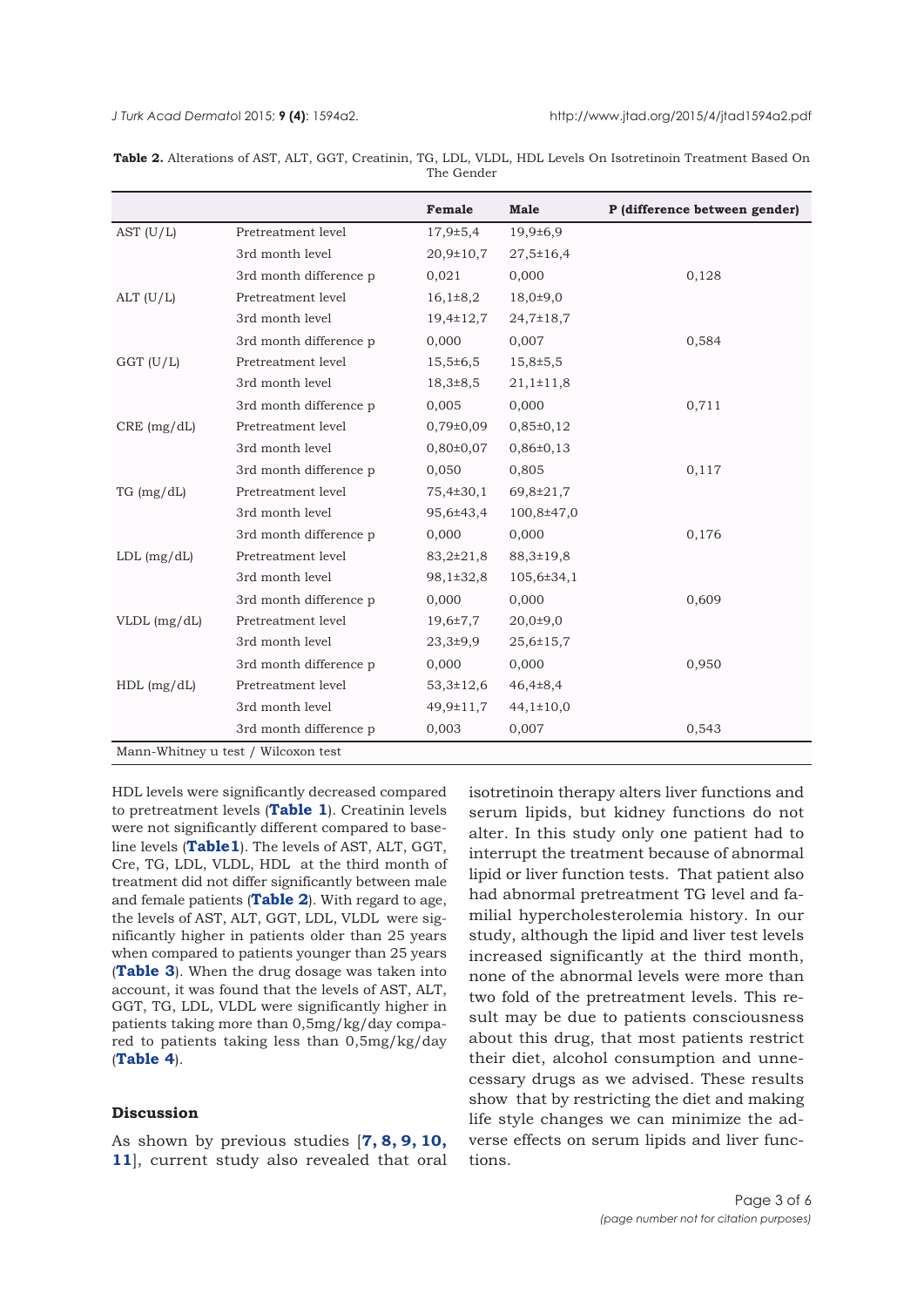**Table 2.** Alterations of AST, ALT, GGT, Creatinin, TG, LDL, VLDL, HDL Levels On Isotretinoin Treatment Based On The Gender

| | | Female | Male | P (difference between gender) |
|---|---|---|---|---|
| AST (U/L) | Pretreatment level | 17,9±5,4 | 19,9±6,9 | |
| | 3rd month level | 20,9±10,7 | 27,5±16,4 | |
| | 3rd month difference p | 0,021 | 0,000 | 0,128 |
| ALT (U/L) | Pretreatment level | 16,1±8,2 | 18,0±9,0 | |
| | 3rd month level | 19,4±12,7 | 24,7±18,7 | |
| | 3rd month difference p | 0,000 | 0,007 | 0,584 |
| GGT (U/L) | Pretreatment level | 15,5±6,5 | 15,8±5,5 | |
| | 3rd month level | 18,3±8,5 | 21,1±11,8 | |
| | 3rd month difference p | 0,005 | 0,000 | 0,711 |
| CRE (mg/dL) | Pretreatment level | 0,79±0,09 | 0,85±0,12 | |
| | 3rd month level | 0,80±0,07 | 0,86±0,13 | |
| | 3rd month difference p | 0,050 | 0,805 | 0,117 |
| TG (mg/dL) | Pretreatment level | 75,4±30,1 | 69,8±21,7 | |
| | 3rd month level | 95,6±43,4 | 100,8±47,0 | |
| | 3rd month difference p | 0,000 | 0,000 | 0,176 |
| LDL (mg/dL) | Pretreatment level | 83,2±21,8 | 88,3±19,8 | |
| | 3rd month level | 98,1±32,8 | 105,6±34,1 | |
| | 3rd month difference p | 0,000 | 0,000 | 0,609 |
| VLDL (mg/dL) | Pretreatment level | 19,6±7,7 | 20,0±9,0 | |
| | 3rd month level | 23,3±9,9 | 25,6±15,7 | |
| | 3rd month difference p | 0,000 | 0,000 | 0,950 |
| HDL (mg/dL) | Pretreatment level | 53,3±12,6 | 46,4±8,4 | |
| | 3rd month level | 49,9±11,7 | 44,1±10,0 | |
| | 3rd month difference p | 0,003 | 0,007 | 0,543 |

Mann-Whitney u test / Wilcoxon test

HDL levels were significantly decreased compared to pretreatment levels (**Table 1**). Creatinin levels were not significantly different compared to baseline levels (**Table1**). The levels of AST, ALT, GGT, Cre, TG, LDL, VLDL, HDL at the third month of treatment did not differ significantly between male and female patients (**Table 2**). With regard to age, the levels of AST, ALT, GGT, LDL, VLDL were significantly higher in patients older than 25 years when compared to patients younger than 25 years (**Table 3**). When the drug dosage was taken into account, it was found that the levels of AST, ALT, GGT, TG, LDL, VLDL were significantly higher in patients taking more than 0,5mg/kg/day compared to patients taking less than 0,5mg/kg/day (**Table 4**).

## Discussion

As shown by previous studies [**7, 8, 9, 10, 11**], current study also revealed that oral isotretinoin therapy alters liver functions and serum lipids, but kidney functions do not alter. In this study only one patient had to interrupt the treatment because of abnormal lipid or liver function tests. That patient also had abnormal pretreatment TG level and familial hypercholesterolemia history. In our study, although the lipid and liver test levels increased significantly at the third month, none of the abnormal levels were more than two fold of the pretreatment levels. This result may be due to patients consciousness about this drug, that most patients restrict their diet, alcohol consumption and unnecessary drugs as we advised. These results show that by restricting the diet and making life style changes we can minimize the adverse effects on serum lipids and liver functions.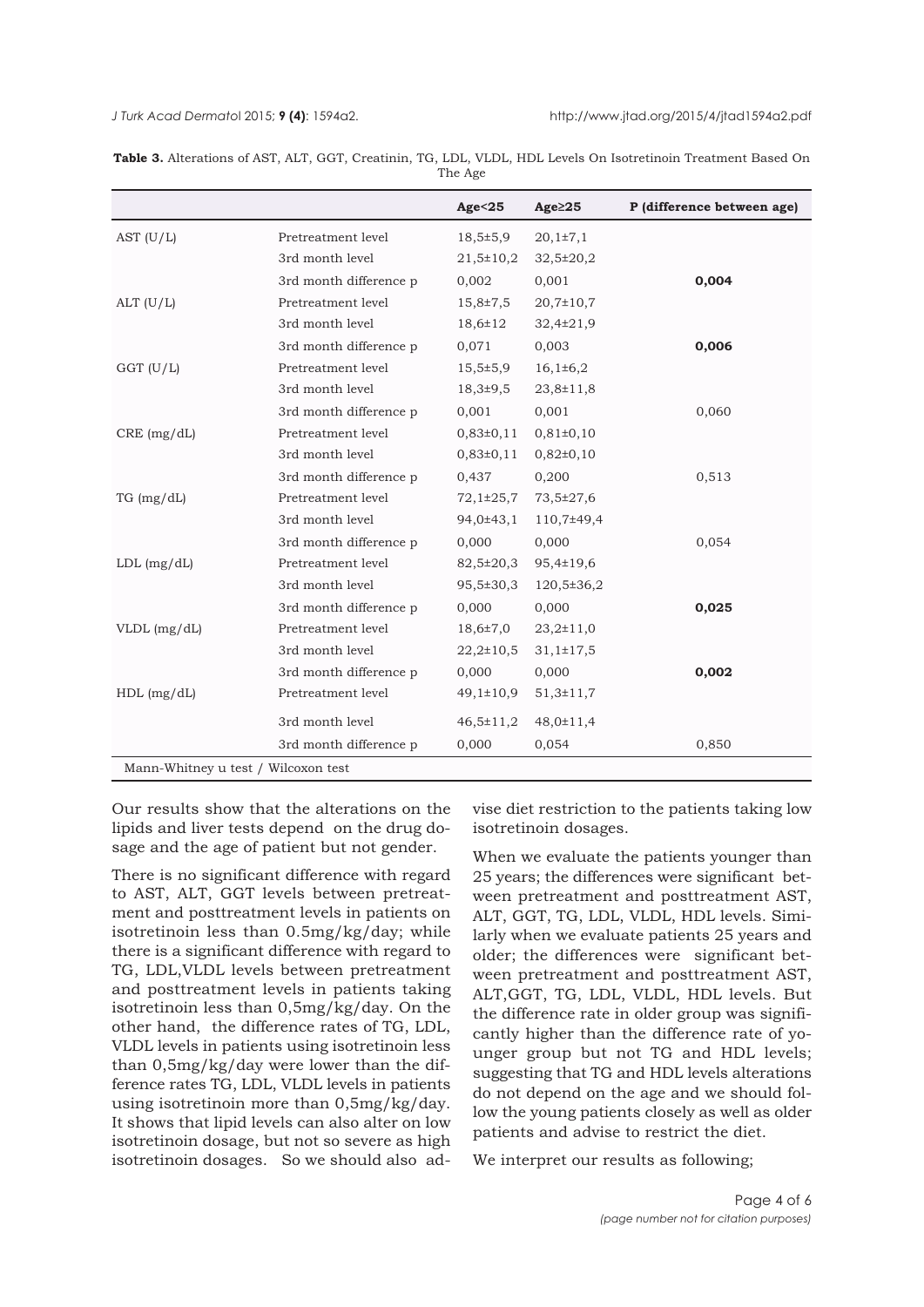**Table 3.** Alterations of AST, ALT, GGT, Creatinin, TG, LDL, VLDL, HDL Levels On Isotretinoin Treatment Based On The Age

| | | **Age<25** | **Age≥25** | **P (difference between age)** |
|---|---|---|---|---|
| AST (U/L) | Pretreatment level | 18,5±5,9 | 20,1±7,1 | |
| | 3rd month level | 21,5±10,2 | 32,5±20,2 | |
| | 3rd month difference p | 0,002 | 0,001 | **0,004** |
| ALT (U/L) | Pretreatment level | 15,8±7,5 | 20,7±10,7 | |
| | 3rd month level | 18,6±12 | 32,4±21,9 | |
| | 3rd month difference p | 0,071 | 0,003 | **0,006** |
| GGT (U/L) | Pretreatment level | 15,5±5,9 | 16,1±6,2 | |
| | 3rd month level | 18,3±9,5 | 23,8±11,8 | |
| | 3rd month difference p | 0,001 | 0,001 | 0,060 |
| CRE (mg/dL) | Pretreatment level | 0,83±0,11 | 0,81±0,10 | |
| | 3rd month level | 0,83±0,11 | 0,82±0,10 | |
| | 3rd month difference p | 0,437 | 0,200 | 0,513 |
| TG (mg/dL) | Pretreatment level | 72,1±25,7 | 73,5±27,6 | |
| | 3rd month level | 94,0±43,1 | 110,7±49,4 | |
| | 3rd month difference p | 0,000 | 0,000 | 0,054 |
| LDL (mg/dL) | Pretreatment level | 82,5±20,3 | 95,4±19,6 | |
| | 3rd month level | 95,5±30,3 | 120,5±36,2 | |
| | 3rd month difference p | 0,000 | 0,000 | **0,025** |
| VLDL (mg/dL) | Pretreatment level | 18,6±7,0 | 23,2±11,0 | |
| | 3rd month level | 22,2±10,5 | 31,1±17,5 | |
| | 3rd month difference p | 0,000 | 0,000 | **0,002** |
| HDL (mg/dL) | Pretreatment level | 49,1±10,9 | 51,3±11,7 | |
| | 3rd month level | 46,5±11,2 | 48,0±11,4 | |
| | 3rd month difference p | 0,000 | 0,054 | 0,850 |

Mann-Whitney u test / Wilcoxon test

Our results show that the alterations on the lipids and liver tests depend on the drug dosage and the age of patient but not gender.

There is no significant difference with regard to AST, ALT, GGT levels between pretreatment and posttreatment levels in patients on isotretinoin less than 0.5mg/kg/day; while there is a significant difference with regard to TG, LDL,VLDL levels between pretreatment and posttreatment levels in patients taking isotretinoin less than 0,5mg/kg/day. On the other hand, the difference rates of TG, LDL, VLDL levels in patients using isotretinoin less than 0,5mg/kg/day were lower than the difference rates TG, LDL, VLDL levels in patients using isotretinoin more than 0,5mg/kg/day. It shows that lipid levels can also alter on low isotretinoin dosage, but not so severe as high isotretinoin dosages. So we should also advise diet restriction to the patients taking low isotretinoin dosages.

When we evaluate the patients younger than 25 years; the differences were significant between pretreatment and posttreatment AST, ALT, GGT, TG, LDL, VLDL, HDL levels. Similarly when we evaluate patients 25 years and older; the differences were significant between pretreatment and posttreatment AST, ALT,GGT, TG, LDL, VLDL, HDL levels. But the difference rate in older group was significantly higher than the difference rate of younger group but not TG and HDL levels; suggesting that TG and HDL levels alterations do not depend on the age and we should follow the young patients closely as well as older patients and advise to restrict the diet.

We interpret our results as following;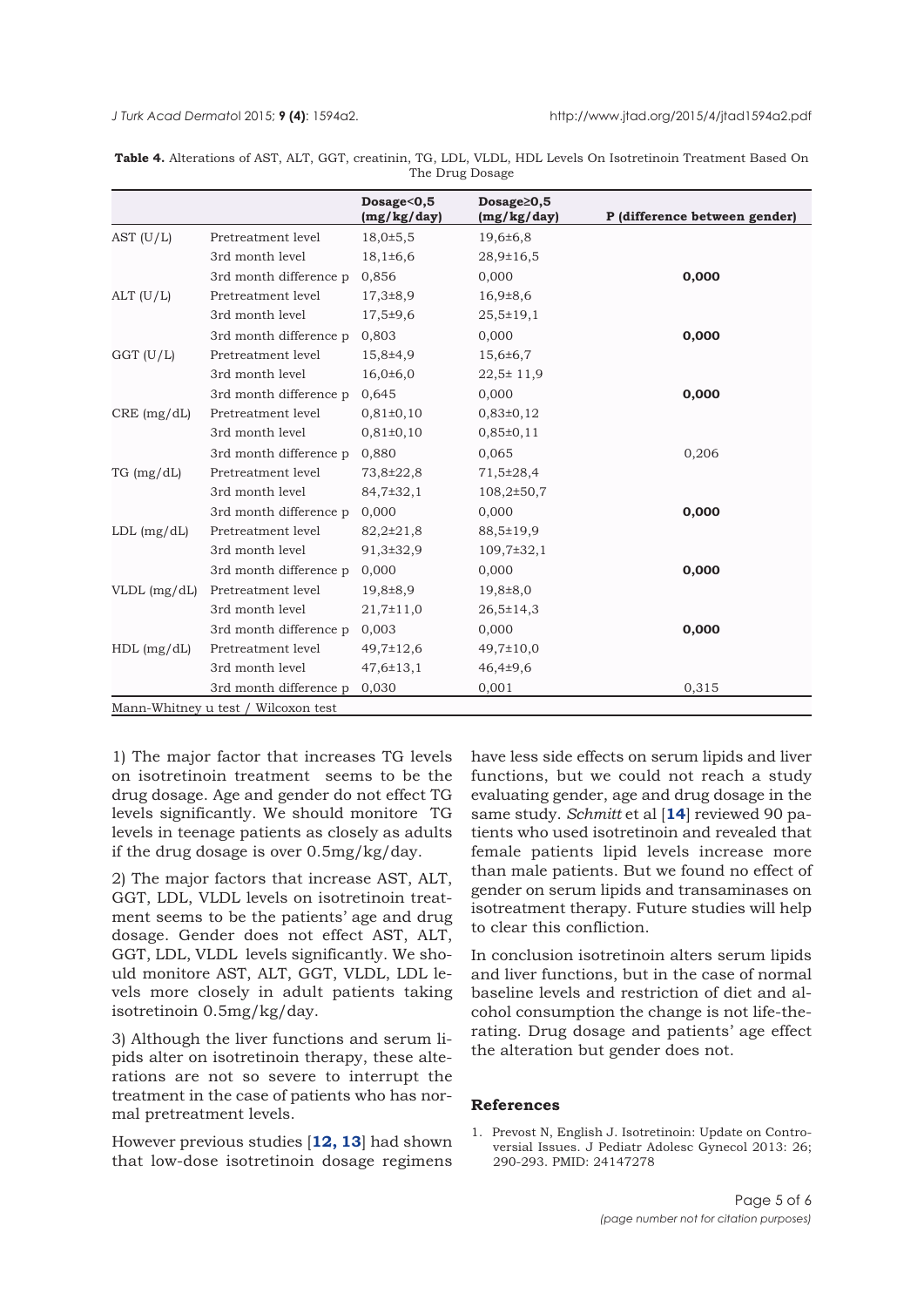**Table 4.** Alterations of AST, ALT, GGT, creatinin, TG, LDL, VLDL, HDL Levels On Isotretinoin Treatment Based On The Drug Dosage

| | | Dosage<0,5 (mg/kg/day) | Dosage≥0,5 (mg/kg/day) | P (difference between gender) |
|---|---|---|---|---|
| AST (U/L) | Pretreatment level | 18,0±5,5 | 19,6±6,8 | |
| | 3rd month level | 18,1±6,6 | 28,9±16,5 | |
| | 3rd month difference p | 0,856 | 0,000 | **0,000** |
| ALT (U/L) | Pretreatment level | 17,3±8,9 | 16,9±8,6 | |
| | 3rd month level | 17,5±9,6 | 25,5±19,1 | |
| | 3rd month difference p | 0,803 | 0,000 | **0,000** |
| GGT (U/L) | Pretreatment level | 15,8±4,9 | 15,6±6,7 | |
| | 3rd month level | 16,0±6,0 | 22,5± 11,9 | |
| | 3rd month difference p | 0,645 | 0,000 | **0,000** |
| CRE (mg/dL) | Pretreatment level | 0,81±0,10 | 0,83±0,12 | |
| | 3rd month level | 0,81±0,10 | 0,85±0,11 | |
| | 3rd month difference p | 0,880 | 0,065 | 0,206 |
| TG (mg/dL) | Pretreatment level | 73,8±22,8 | 71,5±28,4 | |
| | 3rd month level | 84,7±32,1 | 108,2±50,7 | |
| | 3rd month difference p | 0,000 | 0,000 | **0,000** |
| LDL (mg/dL) | Pretreatment level | 82,2±21,8 | 88,5±19,9 | |
| | 3rd month level | 91,3±32,9 | 109,7±32,1 | |
| | 3rd month difference p | 0,000 | 0,000 | **0,000** |
| VLDL (mg/dL) | Pretreatment level | 19,8±8,9 | 19,8±8,0 | |
| | 3rd month level | 21,7±11,0 | 26,5±14,3 | |
| | 3rd month difference p | 0,003 | 0,000 | **0,000** |
| HDL (mg/dL) | Pretreatment level | 49,7±12,6 | 49,7±10,0 | |
| | 3rd month level | 47,6±13,1 | 46,4±9,6 | |
| | 3rd month difference p | 0,030 | 0,001 | 0,315 |

Mann-Whitney u test / Wilcoxon test

1) The major factor that increases TG levels on isotretinoin treatment seems to be the drug dosage. Age and gender do not effect TG levels significantly. We should monitore TG levels in teenage patients as closely as adults if the drug dosage is over 0.5mg/kg/day.

2) The major factors that increase AST, ALT, GGT, LDL, VLDL levels on isotretinoin treatment seems to be the patients' age and drug dosage. Gender does not effect AST, ALT, GGT, LDL, VLDL levels significantly. We should monitore AST, ALT, GGT, VLDL, LDL levels more closely in adult patients taking isotretinoin 0.5mg/kg/day.

3) Although the liver functions and serum lipids alter on isotretinoin therapy, these alterations are not so severe to interrupt the treatment in the case of patients who has normal pretreatment levels.

However previous studies [**12, 13**] had shown that low-dose isotretinoin dosage regimens have less side effects on serum lipids and liver functions, but we could not reach a study evaluating gender, age and drug dosage in the same study. *Schmitt* et al [**14**] reviewed 90 patients who used isotretinoin and revealed that female patients lipid levels increase more than male patients. But we found no effect of gender on serum lipids and transaminases on isotreatment therapy. Future studies will help to clear this confliction.

In conclusion isotretinoin alters serum lipids and liver functions, but in the case of normal baseline levels and restriction of diet and alcohol consumption the change is not life-therating. Drug dosage and patients' age effect the alteration but gender does not.

## References

1. Prevost N, English J. Isotretinoin: Update on Controversial Issues. J Pediatr Adolesc Gynecol 2013: 26; 290-293. PMID: 24147278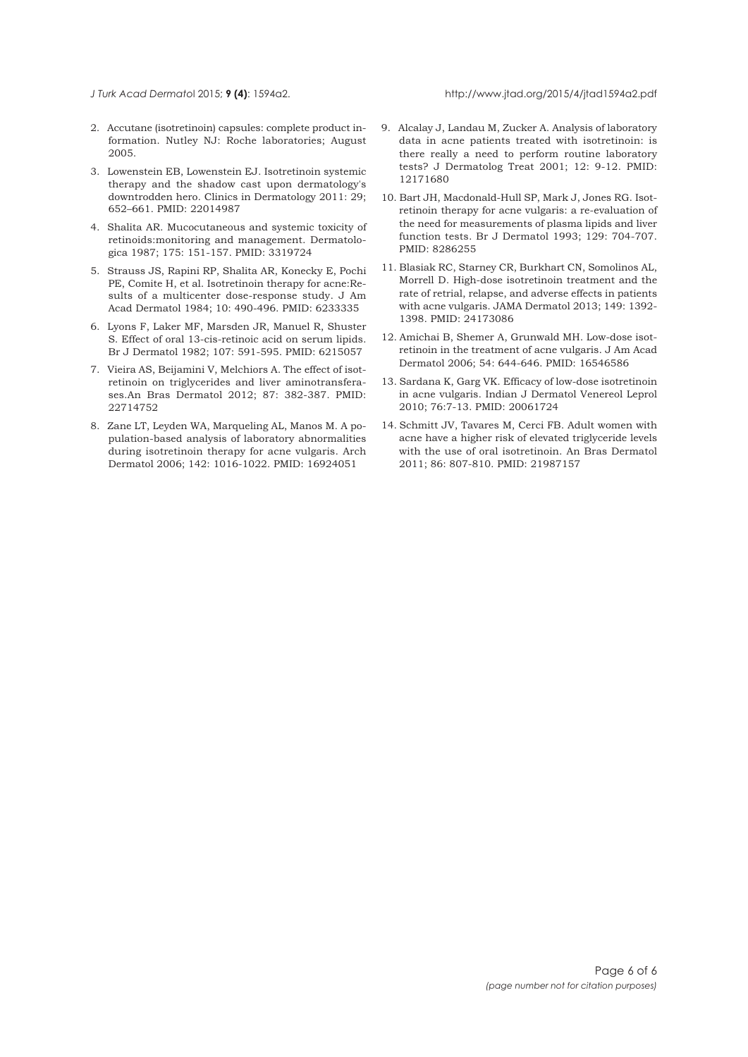2. Accutane (isotretinoin) capsules: complete product information. Nutley NJ: Roche laboratories; August 2005.
3. Lowenstein EB, Lowenstein EJ. Isotretinoin systemic therapy and the shadow cast upon dermatology's downtrodden hero. Clinics in Dermatology 2011: 29; 652–661. PMID: 22014987
4. Shalita AR. Mucocutaneous and systemic toxicity of retinoids:monitoring and management. Dermatologica 1987; 175: 151-157. PMID: 3319724
5. Strauss JS, Rapini RP, Shalita AR, Konecky E, Pochi PE, Comite H, et al. Isotretinoin therapy for acne:Results of a multicenter dose-response study. J Am Acad Dermatol 1984; 10: 490-496. PMID: 6233335
6. Lyons F, Laker MF, Marsden JR, Manuel R, Shuster S. Effect of oral 13-cis-retinoic acid on serum lipids. Br J Dermatol 1982; 107: 591-595. PMID: 6215057
7. Vieira AS, Beijamini V, Melchiors A. The effect of isotretinoin on triglycerides and liver aminotransferases.An Bras Dermatol 2012; 87: 382-387. PMID: 22714752
8. Zane LT, Leyden WA, Marqueling AL, Manos M. A population-based analysis of laboratory abnormalities during isotretinoin therapy for acne vulgaris. Arch Dermatol 2006; 142: 1016-1022. PMID: 16924051
9. Alcalay J, Landau M, Zucker A. Analysis of laboratory data in acne patients treated with isotretinoin: is there really a need to perform routine laboratory tests? J Dermatolog Treat 2001; 12: 9-12. PMID: 12171680
10. Bart JH, Macdonald-Hull SP, Mark J, Jones RG. Isotretinoin therapy for acne vulgaris: a re-evaluation of the need for measurements of plasma lipids and liver function tests. Br J Dermatol 1993; 129: 704-707. PMID: 8286255
11. Blasiak RC, Starney CR, Burkhart CN, Somolinos AL, Morrell D. High-dose isotretinoin treatment and the rate of retrial, relapse, and adverse effects in patients with acne vulgaris. JAMA Dermatol 2013; 149: 1392-1398. PMID: 24173086
12. Amichai B, Shemer A, Grunwald MH. Low-dose isotretinoin in the treatment of acne vulgaris. J Am Acad Dermatol 2006; 54: 644-646. PMID: 16546586
13. Sardana K, Garg VK. Efficacy of low-dose isotretinoin in acne vulgaris. Indian J Dermatol Venereol Leprol 2010; 76:7-13. PMID: 20061724
14. Schmitt JV, Tavares M, Cerci FB. Adult women with acne have a higher risk of elevated triglyceride levels with the use of oral isotretinoin. An Bras Dermatol 2011; 86: 807-810. PMID: 21987157